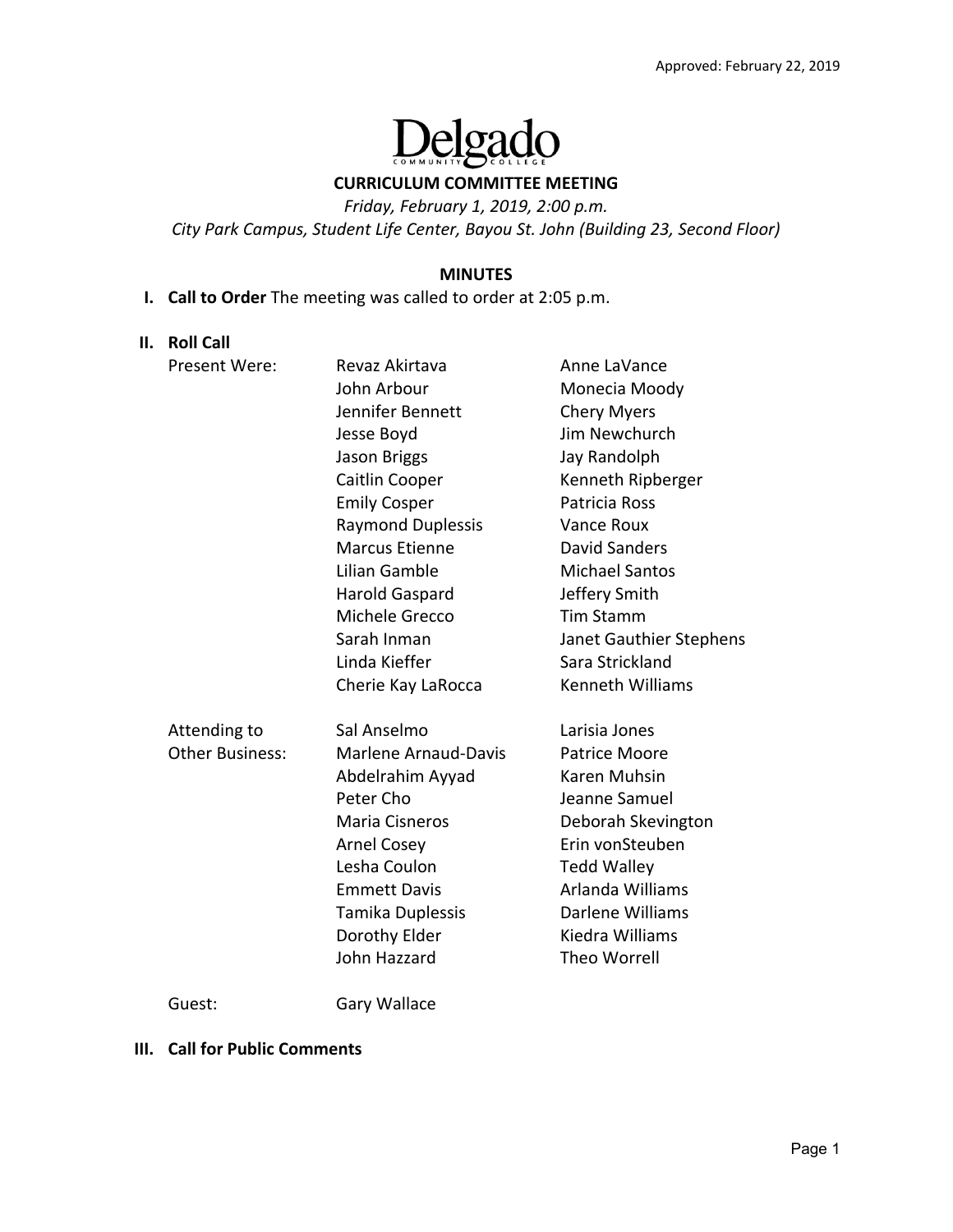Approved: February 22, 2019

Delgado Community College

**CURRICULUM COMMITTEE MEETING**

*Friday, February 1, 2019, 2:00 p.m.*

*City Park Campus, Student Life Center, Bayou St. John (Building 23, Second Floor)*

**MINUTES**

**I. Call to Order** The meeting was called to order at 2:05 p.m.

**II. Roll Call**

Present Were:

- Revaz Akirtava
- John Arbour
- Jennifer Bennett
- Jesse Boyd
- Jason Briggs
- Caitlin Cooper
- Emily Cosper
- Raymond Duplessis
- Marcus Etienne
- Lilian Gamble
- Harold Gaspard
- Michele Grecco
- Sarah Inman
- Linda Kieffer
- Cherie Kay LaRocca
- Anne LaVance
- Monecia Moody
- Chery Myers
- Jim Newchurch
- Jay Randolph
- Kenneth Ripberger
- Patricia Ross
- Vance Roux
- David Sanders
- Michael Santos
- Jeffery Smith
- Tim Stamm
- Janet Gauthier Stephens
- Sara Strickland
- Kenneth Williams

Attending to Other Business:

- Sal Anselmo
- Marlene Arnaud-Davis
- Abdelrahim Ayyad
- Peter Cho
- Maria Cisneros
- Arnel Cosey
- Lesha Coulon
- Emmett Davis
- Tamika Duplessis
- Dorothy Elder
- John Hazzard
- Larisia Jones
- Patrice Moore
- Karen Muhsin
- Jeanne Samuel
- Deborah Skevington
- Erin vonSteuben
- Tedd Walley
- Arlanda Williams
- Darlene Williams
- Kiedra Williams
- Theo Worrell

Guest: Gary Wallace

**III. Call for Public Comments**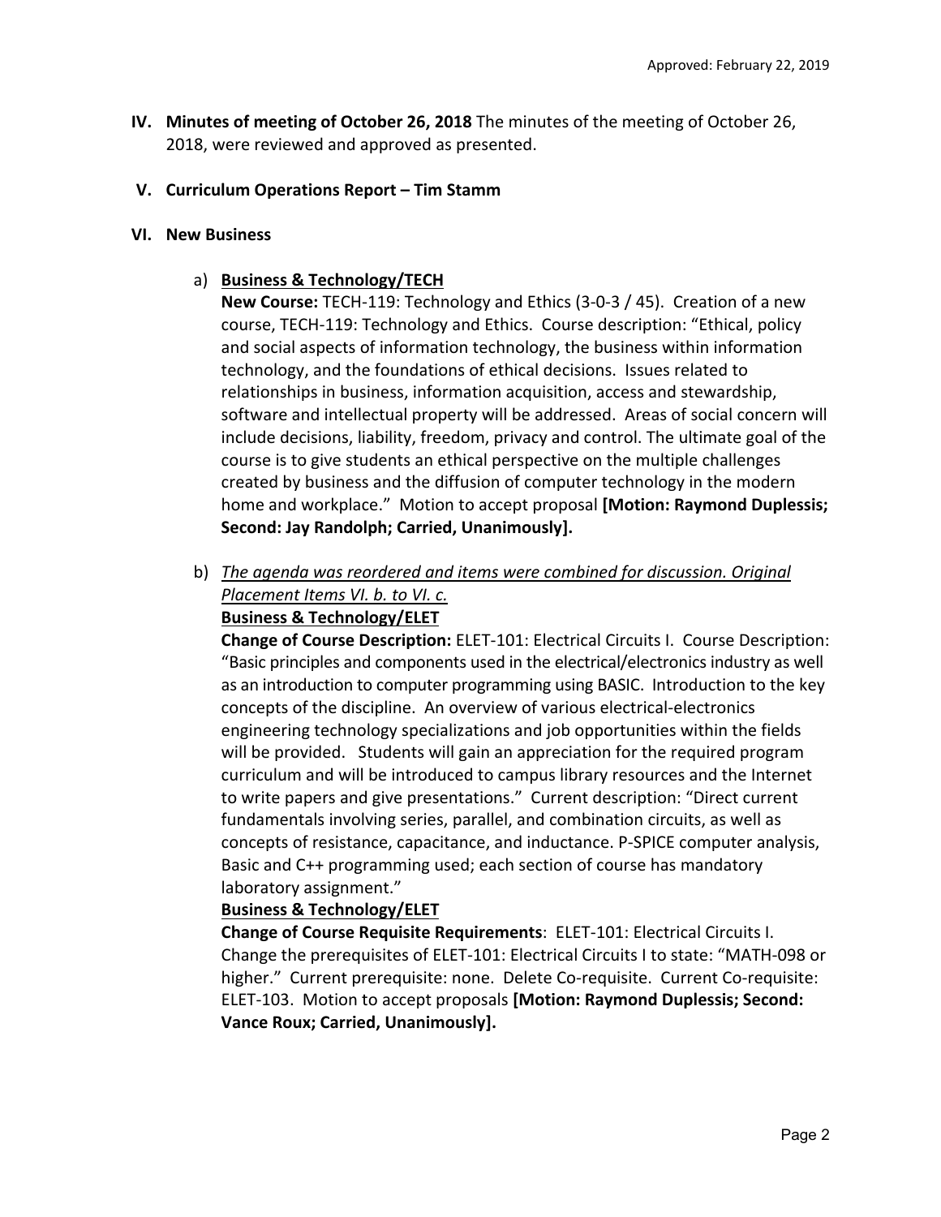IV. **Minutes of meeting of October 26, 2018** The minutes of the meeting of October 26, 2018, were reviewed and approved as presented.

V. **Curriculum Operations Report – Tim Stamm**

VI. **New Business**

a) **<u>Business & Technology/TECH</u>**
**New Course:** TECH-119: Technology and Ethics (3-0-3 / 45). Creation of a new course, TECH-119: Technology and Ethics. Course description: "Ethical, policy and social aspects of information technology, the business within information technology, and the foundations of ethical decisions. Issues related to relationships in business, information acquisition, access and stewardship, software and intellectual property will be addressed. Areas of social concern will include decisions, liability, freedom, privacy and control. The ultimate goal of the course is to give students an ethical perspective on the multiple challenges created by business and the diffusion of computer technology in the modern home and workplace." Motion to accept proposal **[Motion: Raymond Duplessis; Second: Jay Randolph; Carried, Unanimously].**

b) *<u>The agenda was reordered and items were combined for discussion. Original Placement Items VI. b. to VI. c.</u>*
**<u>Business & Technology/ELET</u>**
**Change of Course Description:** ELET-101: Electrical Circuits I. Course Description: "Basic principles and components used in the electrical/electronics industry as well as an introduction to computer programming using BASIC. Introduction to the key concepts of the discipline. An overview of various electrical-electronics engineering technology specializations and job opportunities within the fields will be provided. Students will gain an appreciation for the required program curriculum and will be introduced to campus library resources and the Internet to write papers and give presentations." Current description: "Direct current fundamentals involving series, parallel, and combination circuits, as well as concepts of resistance, capacitance, and inductance. P-SPICE computer analysis, Basic and C++ programming used; each section of course has mandatory laboratory assignment."
**<u>Business & Technology/ELET</u>**
**Change of Course Requisite Requirements**: ELET-101: Electrical Circuits I. Change the prerequisites of ELET-101: Electrical Circuits I to state: "MATH-098 or higher." Current prerequisite: none. Delete Co-requisite. Current Co-requisite: ELET-103. Motion to accept proposals **[Motion: Raymond Duplessis; Second: Vance Roux; Carried, Unanimously].**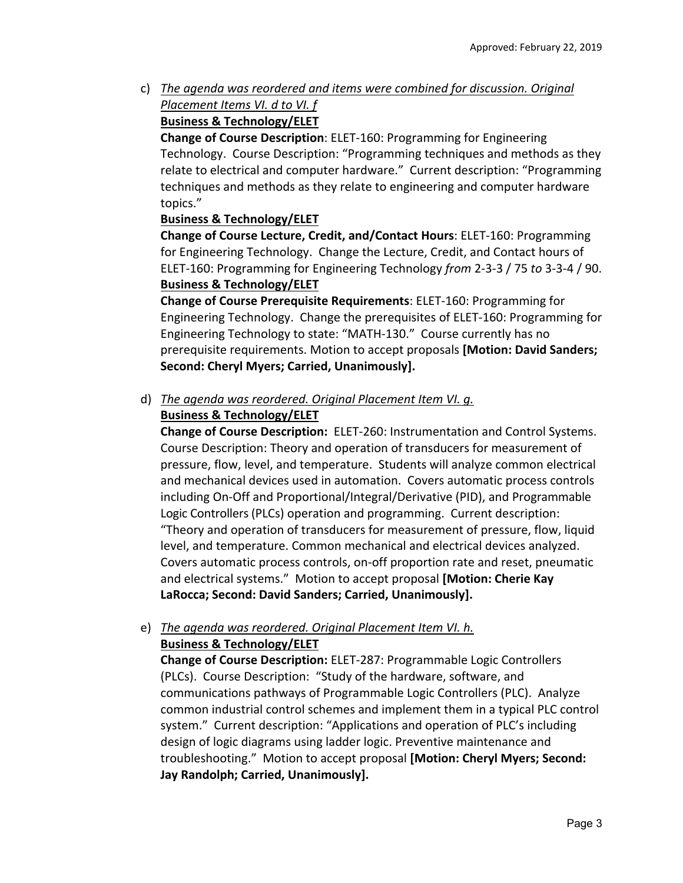c) *The agenda was reordered and items were combined for discussion. Original Placement Items VI. d to VI. f*

**Business & Technology/ELET**

**Change of Course Description**: ELET-160: Programming for Engineering Technology. Course Description: "Programming techniques and methods as they relate to electrical and computer hardware." Current description: "Programming techniques and methods as they relate to engineering and computer hardware topics."

**Business & Technology/ELET**

**Change of Course Lecture, Credit, and/Contact Hours**: ELET-160: Programming for Engineering Technology. Change the Lecture, Credit, and Contact hours of ELET-160: Programming for Engineering Technology *from* 2-3-3 / 75 *to* 3-3-4 / 90.

**Business & Technology/ELET**

**Change of Course Prerequisite Requirements**: ELET-160: Programming for Engineering Technology. Change the prerequisites of ELET-160: Programming for Engineering Technology to state: "MATH-130." Course currently has no prerequisite requirements. Motion to accept proposals **[Motion: David Sanders; Second: Cheryl Myers; Carried, Unanimously].**

d) *The agenda was reordered. Original Placement Item VI. g.*

**Business & Technology/ELET**

**Change of Course Description:** ELET-260: Instrumentation and Control Systems. Course Description: Theory and operation of transducers for measurement of pressure, flow, level, and temperature. Students will analyze common electrical and mechanical devices used in automation. Covers automatic process controls including On-Off and Proportional/Integral/Derivative (PID), and Programmable Logic Controllers (PLCs) operation and programming. Current description: "Theory and operation of transducers for measurement of pressure, flow, liquid level, and temperature. Common mechanical and electrical devices analyzed. Covers automatic process controls, on-off proportion rate and reset, pneumatic and electrical systems." Motion to accept proposal **[Motion: Cherie Kay LaRocca; Second: David Sanders; Carried, Unanimously].**

e) *The agenda was reordered. Original Placement Item VI. h.*

**Business & Technology/ELET**

**Change of Course Description:** ELET-287: Programmable Logic Controllers (PLCs). Course Description: "Study of the hardware, software, and communications pathways of Programmable Logic Controllers (PLC). Analyze common industrial control schemes and implement them in a typical PLC control system." Current description: "Applications and operation of PLC's including design of logic diagrams using ladder logic. Preventive maintenance and troubleshooting." Motion to accept proposal **[Motion: Cheryl Myers; Second: Jay Randolph; Carried, Unanimously].**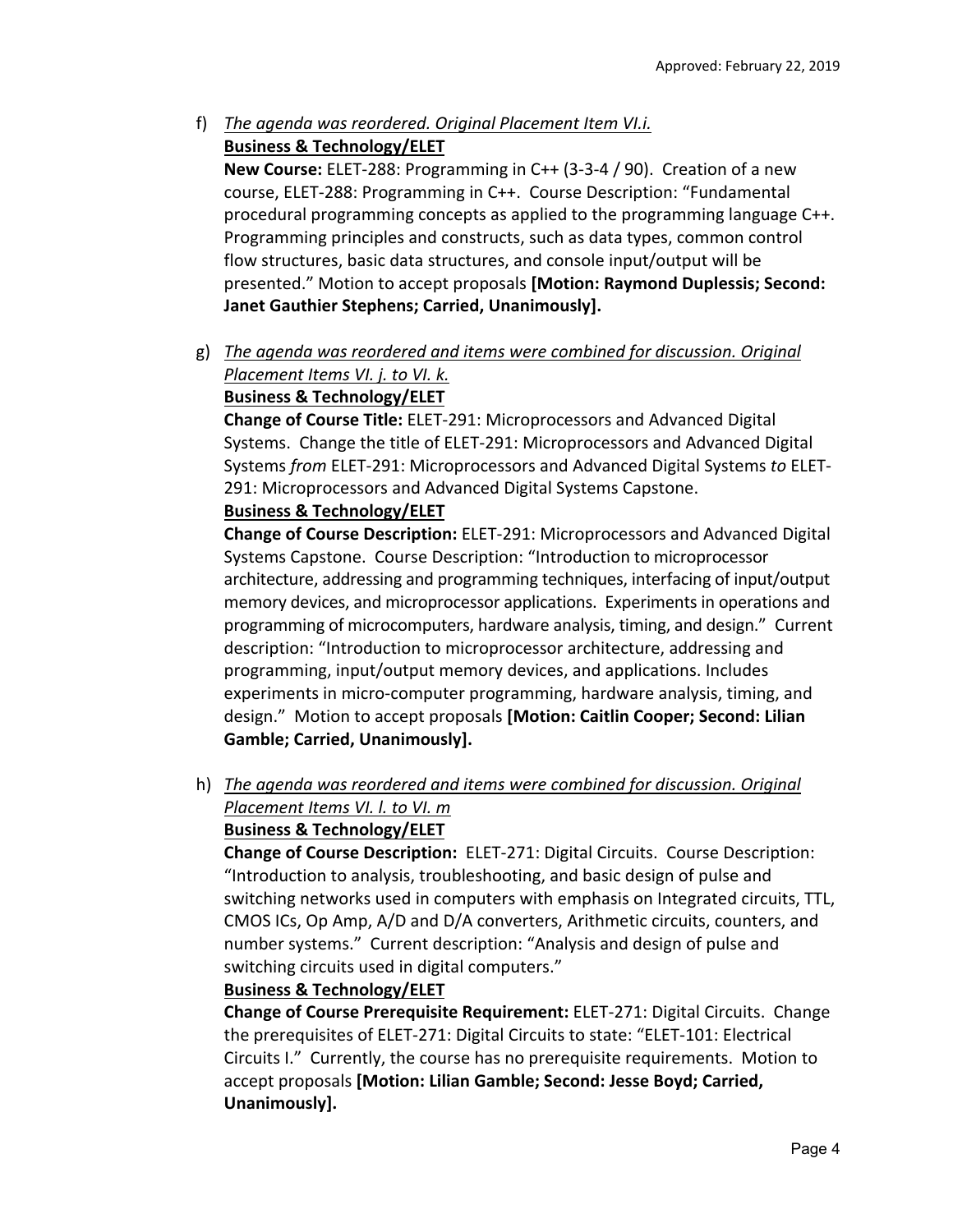f) *The agenda was reordered. Original Placement Item VI.i.*
   **Business & Technology/ELET**
   **New Course:** ELET-288: Programming in C++ (3-3-4 / 90). Creation of a new course, ELET-288: Programming in C++. Course Description: "Fundamental procedural programming concepts as applied to the programming language C++. Programming principles and constructs, such as data types, common control flow structures, basic data structures, and console input/output will be presented." Motion to accept proposals **[Motion: Raymond Duplessis; Second: Janet Gauthier Stephens; Carried, Unanimously].**

g) *The agenda was reordered and items were combined for discussion. Original Placement Items VI. j. to VI. k.*
   **Business & Technology/ELET**
   **Change of Course Title:** ELET-291: Microprocessors and Advanced Digital Systems. Change the title of ELET-291: Microprocessors and Advanced Digital Systems *from* ELET-291: Microprocessors and Advanced Digital Systems *to* ELET-291: Microprocessors and Advanced Digital Systems Capstone.
   **Business & Technology/ELET**
   **Change of Course Description:** ELET-291: Microprocessors and Advanced Digital Systems Capstone. Course Description: "Introduction to microprocessor architecture, addressing and programming techniques, interfacing of input/output memory devices, and microprocessor applications. Experiments in operations and programming of microcomputers, hardware analysis, timing, and design." Current description: "Introduction to microprocessor architecture, addressing and programming, input/output memory devices, and applications. Includes experiments in micro-computer programming, hardware analysis, timing, and design." Motion to accept proposals **[Motion: Caitlin Cooper; Second: Lilian Gamble; Carried, Unanimously].**

h) *The agenda was reordered and items were combined for discussion. Original Placement Items VI. l. to VI. m*
   **Business & Technology/ELET**
   **Change of Course Description:** ELET-271: Digital Circuits. Course Description: "Introduction to analysis, troubleshooting, and basic design of pulse and switching networks used in computers with emphasis on Integrated circuits, TTL, CMOS ICs, Op Amp, A/D and D/A converters, Arithmetic circuits, counters, and number systems." Current description: "Analysis and design of pulse and switching circuits used in digital computers."
   **Business & Technology/ELET**
   **Change of Course Prerequisite Requirement:** ELET-271: Digital Circuits. Change the prerequisites of ELET-271: Digital Circuits to state: "ELET-101: Electrical Circuits I." Currently, the course has no prerequisite requirements. Motion to accept proposals **[Motion: Lilian Gamble; Second: Jesse Boyd; Carried, Unanimously].**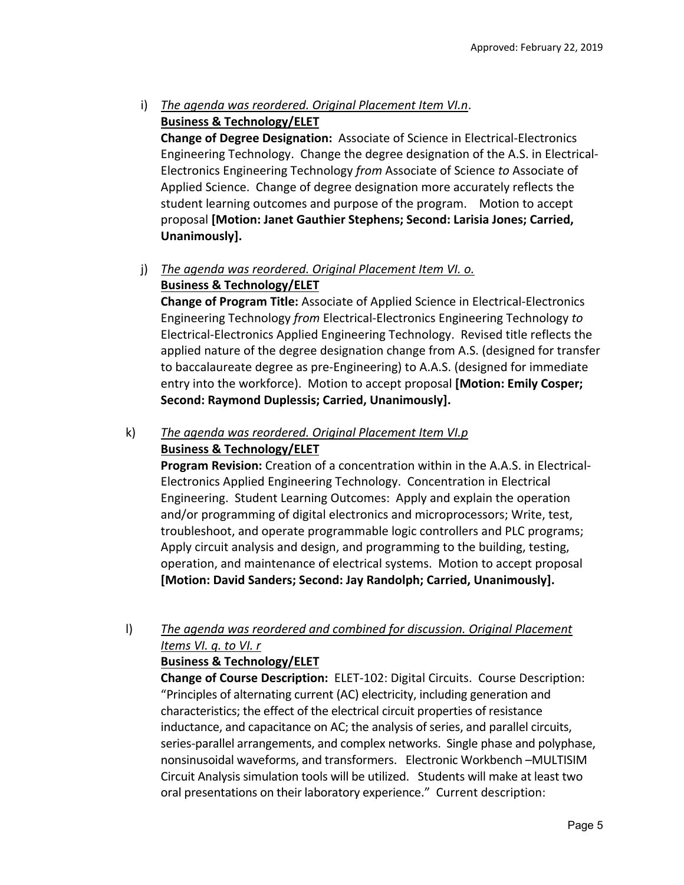i) *The agenda was reordered. Original Placement Item VI.n*.
**Business & Technology/ELET**
**Change of Degree Designation:** Associate of Science in Electrical-Electronics Engineering Technology. Change the degree designation of the A.S. in Electrical-Electronics Engineering Technology *from* Associate of Science *to* Associate of Applied Science. Change of degree designation more accurately reflects the student learning outcomes and purpose of the program. Motion to accept proposal **[Motion: Janet Gauthier Stephens; Second: Larisia Jones; Carried, Unanimously].**

j) *The agenda was reordered. Original Placement Item VI. o.*
**Business & Technology/ELET**
**Change of Program Title:** Associate of Applied Science in Electrical-Electronics Engineering Technology *from* Electrical-Electronics Engineering Technology *to* Electrical-Electronics Applied Engineering Technology. Revised title reflects the applied nature of the degree designation change from A.S. (designed for transfer to baccalaureate degree as pre-Engineering) to A.A.S. (designed for immediate entry into the workforce). Motion to accept proposal **[Motion: Emily Cosper; Second: Raymond Duplessis; Carried, Unanimously].**

k) *The agenda was reordered. Original Placement Item VI.p*
**Business & Technology/ELET**
**Program Revision:** Creation of a concentration within in the A.A.S. in Electrical-Electronics Applied Engineering Technology. Concentration in Electrical Engineering. Student Learning Outcomes: Apply and explain the operation and/or programming of digital electronics and microprocessors; Write, test, troubleshoot, and operate programmable logic controllers and PLC programs; Apply circuit analysis and design, and programming to the building, testing, operation, and maintenance of electrical systems. Motion to accept proposal **[Motion: David Sanders; Second: Jay Randolph; Carried, Unanimously].**

l) *The agenda was reordered and combined for discussion. Original Placement Items VI. q. to VI. r*
**Business & Technology/ELET**
**Change of Course Description:** ELET-102: Digital Circuits. Course Description: "Principles of alternating current (AC) electricity, including generation and characteristics; the effect of the electrical circuit properties of resistance inductance, and capacitance on AC; the analysis of series, and parallel circuits, series-parallel arrangements, and complex networks. Single phase and polyphase, nonsinusoidal waveforms, and transformers. Electronic Workbench –MULTISIM Circuit Analysis simulation tools will be utilized. Students will make at least two oral presentations on their laboratory experience." Current description: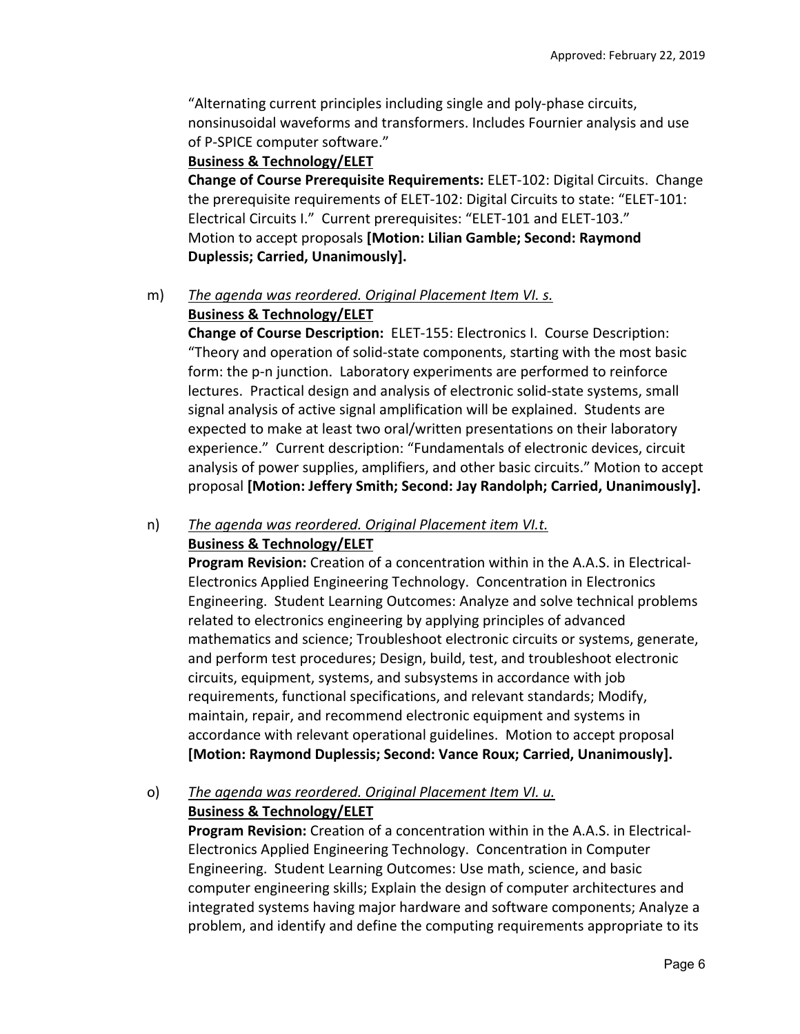"Alternating current principles including single and poly-phase circuits, nonsinusoidal waveforms and transformers. Includes Fournier analysis and use of P-SPICE computer software."

**Business & Technology/ELET**

**Change of Course Prerequisite Requirements:** ELET-102: Digital Circuits. Change the prerequisite requirements of ELET-102: Digital Circuits to state: "ELET-101: Electrical Circuits I." Current prerequisites: "ELET-101 and ELET-103." Motion to accept proposals **[Motion: Lilian Gamble; Second: Raymond Duplessis; Carried, Unanimously].**

m) *The agenda was reordered. Original Placement Item VI. s.*

**Business & Technology/ELET**

**Change of Course Description:** ELET-155: Electronics I. Course Description: "Theory and operation of solid-state components, starting with the most basic form: the p-n junction. Laboratory experiments are performed to reinforce lectures. Practical design and analysis of electronic solid-state systems, small signal analysis of active signal amplification will be explained. Students are expected to make at least two oral/written presentations on their laboratory experience." Current description: "Fundamentals of electronic devices, circuit analysis of power supplies, amplifiers, and other basic circuits." Motion to accept proposal **[Motion: Jeffery Smith; Second: Jay Randolph; Carried, Unanimously].**

n) *The agenda was reordered. Original Placement item VI.t.*

**Business & Technology/ELET**

**Program Revision:** Creation of a concentration within in the A.A.S. in Electrical-Electronics Applied Engineering Technology. Concentration in Electronics Engineering. Student Learning Outcomes: Analyze and solve technical problems related to electronics engineering by applying principles of advanced mathematics and science; Troubleshoot electronic circuits or systems, generate, and perform test procedures; Design, build, test, and troubleshoot electronic circuits, equipment, systems, and subsystems in accordance with job requirements, functional specifications, and relevant standards; Modify, maintain, repair, and recommend electronic equipment and systems in accordance with relevant operational guidelines. Motion to accept proposal **[Motion: Raymond Duplessis; Second: Vance Roux; Carried, Unanimously].**

o) *The agenda was reordered. Original Placement Item VI. u.*

**Business & Technology/ELET**

**Program Revision:** Creation of a concentration within in the A.A.S. in Electrical-Electronics Applied Engineering Technology. Concentration in Computer Engineering. Student Learning Outcomes: Use math, science, and basic computer engineering skills; Explain the design of computer architectures and integrated systems having major hardware and software components; Analyze a problem, and identify and define the computing requirements appropriate to its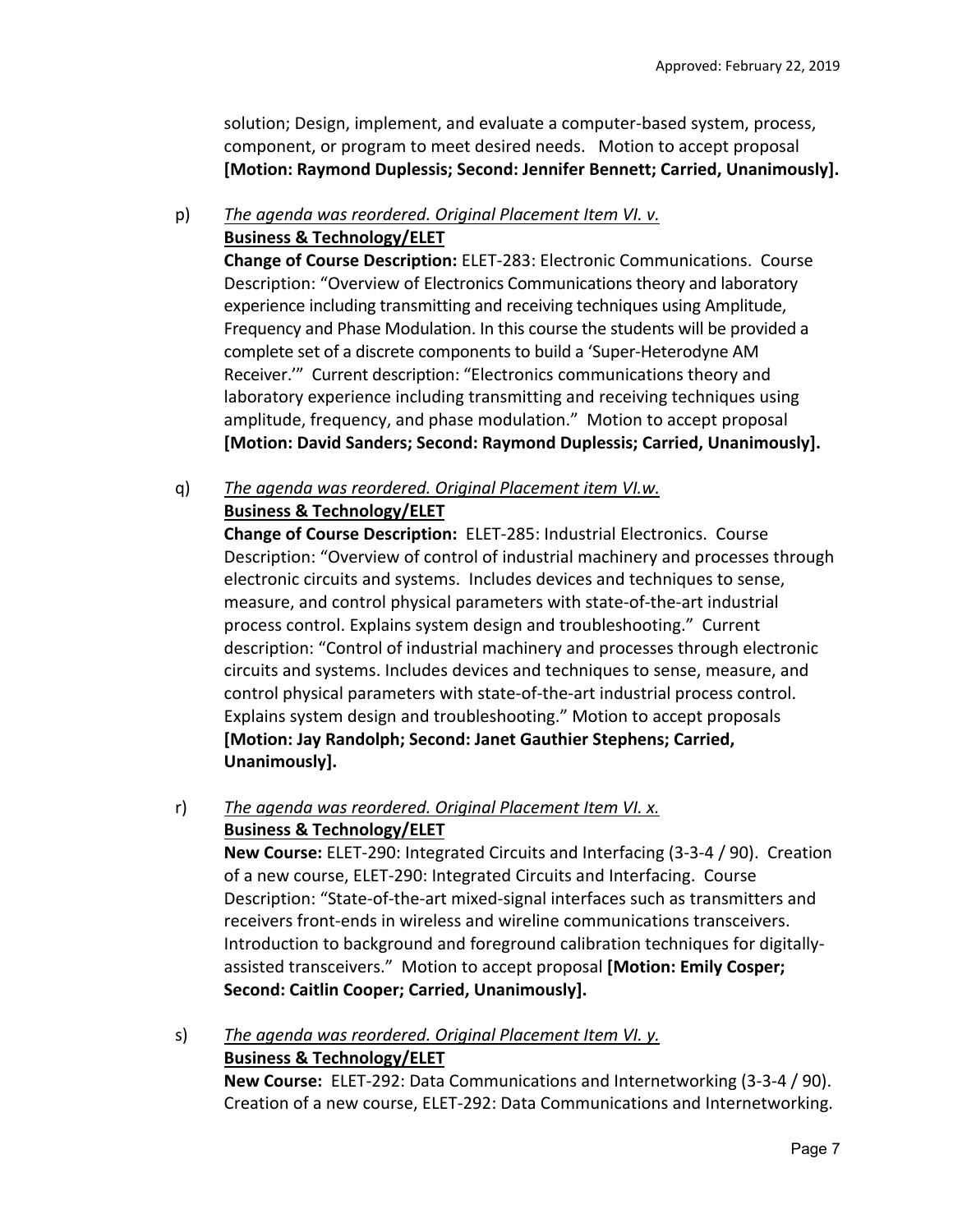solution; Design, implement, and evaluate a computer-based system, process, component, or program to meet desired needs. Motion to accept proposal **[Motion: Raymond Duplessis; Second: Jennifer Bennett; Carried, Unanimously].**

p) *The agenda was reordered. Original Placement Item VI. v.*
**Business & Technology/ELET**
**Change of Course Description:** ELET-283: Electronic Communications. Course Description: "Overview of Electronics Communications theory and laboratory experience including transmitting and receiving techniques using Amplitude, Frequency and Phase Modulation. In this course the students will be provided a complete set of a discrete components to build a 'Super-Heterodyne AM Receiver.'" Current description: "Electronics communications theory and laboratory experience including transmitting and receiving techniques using amplitude, frequency, and phase modulation." Motion to accept proposal **[Motion: David Sanders; Second: Raymond Duplessis; Carried, Unanimously].**

q) *The agenda was reordered. Original Placement item VI.w.*
**Business & Technology/ELET**
**Change of Course Description:** ELET-285: Industrial Electronics. Course Description: "Overview of control of industrial machinery and processes through electronic circuits and systems. Includes devices and techniques to sense, measure, and control physical parameters with state-of-the-art industrial process control. Explains system design and troubleshooting." Current description: "Control of industrial machinery and processes through electronic circuits and systems. Includes devices and techniques to sense, measure, and control physical parameters with state-of-the-art industrial process control. Explains system design and troubleshooting." Motion to accept proposals **[Motion: Jay Randolph; Second: Janet Gauthier Stephens; Carried, Unanimously].**

r) *The agenda was reordered. Original Placement Item VI. x.*
**Business & Technology/ELET**
**New Course:** ELET-290: Integrated Circuits and Interfacing (3-3-4 / 90). Creation of a new course, ELET-290: Integrated Circuits and Interfacing. Course Description: "State-of-the-art mixed-signal interfaces such as transmitters and receivers front-ends in wireless and wireline communications transceivers. Introduction to background and foreground calibration techniques for digitally-assisted transceivers." Motion to accept proposal **[Motion: Emily Cosper; Second: Caitlin Cooper; Carried, Unanimously].**

s) *The agenda was reordered. Original Placement Item VI. y.*
**Business & Technology/ELET**
**New Course:** ELET-292: Data Communications and Internetworking (3-3-4 / 90). Creation of a new course, ELET-292: Data Communications and Internetworking.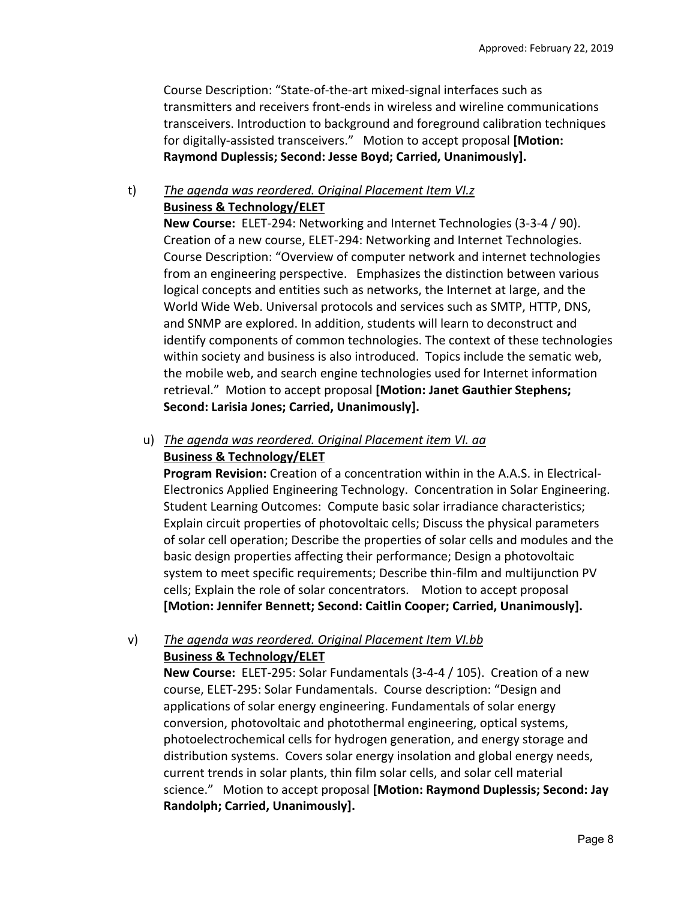Course Description: “State-of-the-art mixed-signal interfaces such as transmitters and receivers front-ends in wireless and wireline communications transceivers. Introduction to background and foreground calibration techniques for digitally-assisted transceivers.” Motion to accept proposal **[Motion: Raymond Duplessis; Second: Jesse Boyd; Carried, Unanimously].**

t) *The agenda was reordered. Original Placement Item VI.z*
**Business & Technology/ELET**
**New Course:** ELET-294: Networking and Internet Technologies (3-3-4 / 90). Creation of a new course, ELET-294: Networking and Internet Technologies. Course Description: “Overview of computer network and internet technologies from an engineering perspective. Emphasizes the distinction between various logical concepts and entities such as networks, the Internet at large, and the World Wide Web. Universal protocols and services such as SMTP, HTTP, DNS, and SNMP are explored. In addition, students will learn to deconstruct and identify components of common technologies. The context of these technologies within society and business is also introduced. Topics include the sematic web, the mobile web, and search engine technologies used for Internet information retrieval.” Motion to accept proposal **[Motion: Janet Gauthier Stephens; Second: Larisia Jones; Carried, Unanimously].**

u) *The agenda was reordered. Original Placement item VI. aa*
**Business & Technology/ELET**
**Program Revision:** Creation of a concentration within in the A.A.S. in Electrical-Electronics Applied Engineering Technology. Concentration in Solar Engineering. Student Learning Outcomes: Compute basic solar irradiance characteristics; Explain circuit properties of photovoltaic cells; Discuss the physical parameters of solar cell operation; Describe the properties of solar cells and modules and the basic design properties affecting their performance; Design a photovoltaic system to meet specific requirements; Describe thin-film and multijunction PV cells; Explain the role of solar concentrators. Motion to accept proposal **[Motion: Jennifer Bennett; Second: Caitlin Cooper; Carried, Unanimously].**

v) *The agenda was reordered. Original Placement Item VI.bb*
**Business & Technology/ELET**
**New Course:** ELET-295: Solar Fundamentals (3-4-4 / 105). Creation of a new course, ELET-295: Solar Fundamentals. Course description: “Design and applications of solar energy engineering. Fundamentals of solar energy conversion, photovoltaic and photothermal engineering, optical systems, photoelectrochemical cells for hydrogen generation, and energy storage and distribution systems. Covers solar energy insolation and global energy needs, current trends in solar plants, thin film solar cells, and solar cell material science.” Motion to accept proposal **[Motion: Raymond Duplessis; Second: Jay Randolph; Carried, Unanimously].**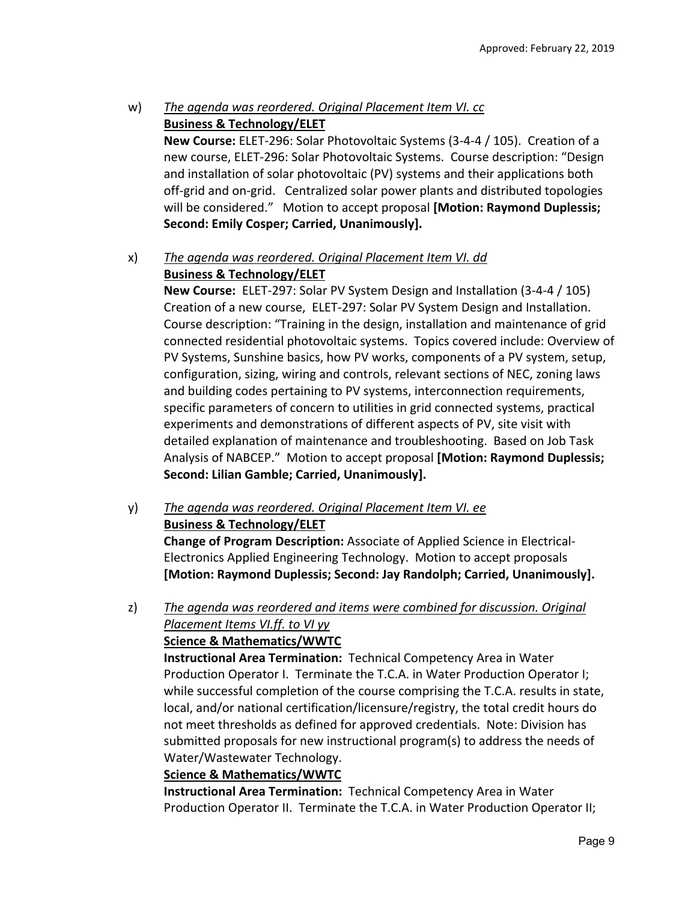w) *The agenda was reordered. Original Placement Item VI. cc*
**Business & Technology/ELET**
**New Course:** ELET-296: Solar Photovoltaic Systems (3-4-4 / 105). Creation of a new course, ELET-296: Solar Photovoltaic Systems. Course description: "Design and installation of solar photovoltaic (PV) systems and their applications both off-grid and on-grid. Centralized solar power plants and distributed topologies will be considered." Motion to accept proposal **[Motion: Raymond Duplessis; Second: Emily Cosper; Carried, Unanimously].**

x) *The agenda was reordered. Original Placement Item VI. dd*
**Business & Technology/ELET**
**New Course:** ELET-297: Solar PV System Design and Installation (3-4-4 / 105) Creation of a new course, ELET-297: Solar PV System Design and Installation. Course description: "Training in the design, installation and maintenance of grid connected residential photovoltaic systems. Topics covered include: Overview of PV Systems, Sunshine basics, how PV works, components of a PV system, setup, configuration, sizing, wiring and controls, relevant sections of NEC, zoning laws and building codes pertaining to PV systems, interconnection requirements, specific parameters of concern to utilities in grid connected systems, practical experiments and demonstrations of different aspects of PV, site visit with detailed explanation of maintenance and troubleshooting. Based on Job Task Analysis of NABCEP." Motion to accept proposal **[Motion: Raymond Duplessis; Second: Lilian Gamble; Carried, Unanimously].**

y) *The agenda was reordered. Original Placement Item VI. ee*
**Business & Technology/ELET**
**Change of Program Description:** Associate of Applied Science in Electrical-Electronics Applied Engineering Technology. Motion to accept proposals **[Motion: Raymond Duplessis; Second: Jay Randolph; Carried, Unanimously].**

z) *The agenda was reordered and items were combined for discussion. Original Placement Items VI.ff. to VI yy*
**Science & Mathematics/WWTC**
**Instructional Area Termination:** Technical Competency Area in Water Production Operator I. Terminate the T.C.A. in Water Production Operator I; while successful completion of the course comprising the T.C.A. results in state, local, and/or national certification/licensure/registry, the total credit hours do not meet thresholds as defined for approved credentials. Note: Division has submitted proposals for new instructional program(s) to address the needs of Water/Wastewater Technology.
**Science & Mathematics/WWTC**
**Instructional Area Termination:** Technical Competency Area in Water Production Operator II. Terminate the T.C.A. in Water Production Operator II;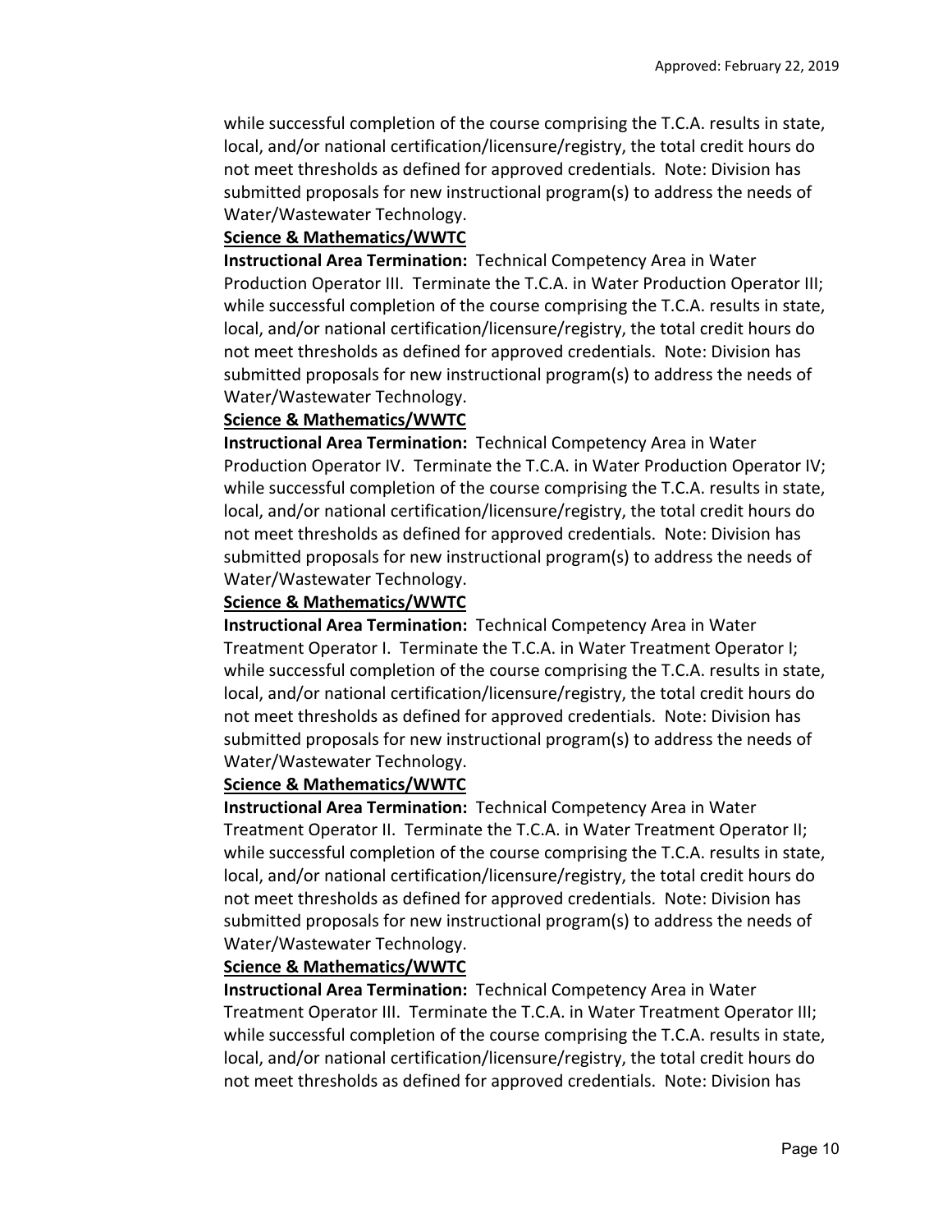while successful completion of the course comprising the T.C.A. results in state, local, and/or national certification/licensure/registry, the total credit hours do not meet thresholds as defined for approved credentials. Note: Division has submitted proposals for new instructional program(s) to address the needs of Water/Wastewater Technology.

**Science & Mathematics/WWTC**

**Instructional Area Termination:** Technical Competency Area in Water Production Operator III. Terminate the T.C.A. in Water Production Operator III; while successful completion of the course comprising the T.C.A. results in state, local, and/or national certification/licensure/registry, the total credit hours do not meet thresholds as defined for approved credentials. Note: Division has submitted proposals for new instructional program(s) to address the needs of Water/Wastewater Technology.

**Science & Mathematics/WWTC**

**Instructional Area Termination:** Technical Competency Area in Water Production Operator IV. Terminate the T.C.A. in Water Production Operator IV; while successful completion of the course comprising the T.C.A. results in state, local, and/or national certification/licensure/registry, the total credit hours do not meet thresholds as defined for approved credentials. Note: Division has submitted proposals for new instructional program(s) to address the needs of Water/Wastewater Technology.

**Science & Mathematics/WWTC**

**Instructional Area Termination:** Technical Competency Area in Water Treatment Operator I. Terminate the T.C.A. in Water Treatment Operator I; while successful completion of the course comprising the T.C.A. results in state, local, and/or national certification/licensure/registry, the total credit hours do not meet thresholds as defined for approved credentials. Note: Division has submitted proposals for new instructional program(s) to address the needs of Water/Wastewater Technology.

**Science & Mathematics/WWTC**

**Instructional Area Termination:** Technical Competency Area in Water Treatment Operator II. Terminate the T.C.A. in Water Treatment Operator II; while successful completion of the course comprising the T.C.A. results in state, local, and/or national certification/licensure/registry, the total credit hours do not meet thresholds as defined for approved credentials. Note: Division has submitted proposals for new instructional program(s) to address the needs of Water/Wastewater Technology.

**Science & Mathematics/WWTC**

**Instructional Area Termination:** Technical Competency Area in Water Treatment Operator III. Terminate the T.C.A. in Water Treatment Operator III; while successful completion of the course comprising the T.C.A. results in state, local, and/or national certification/licensure/registry, the total credit hours do not meet thresholds as defined for approved credentials. Note: Division has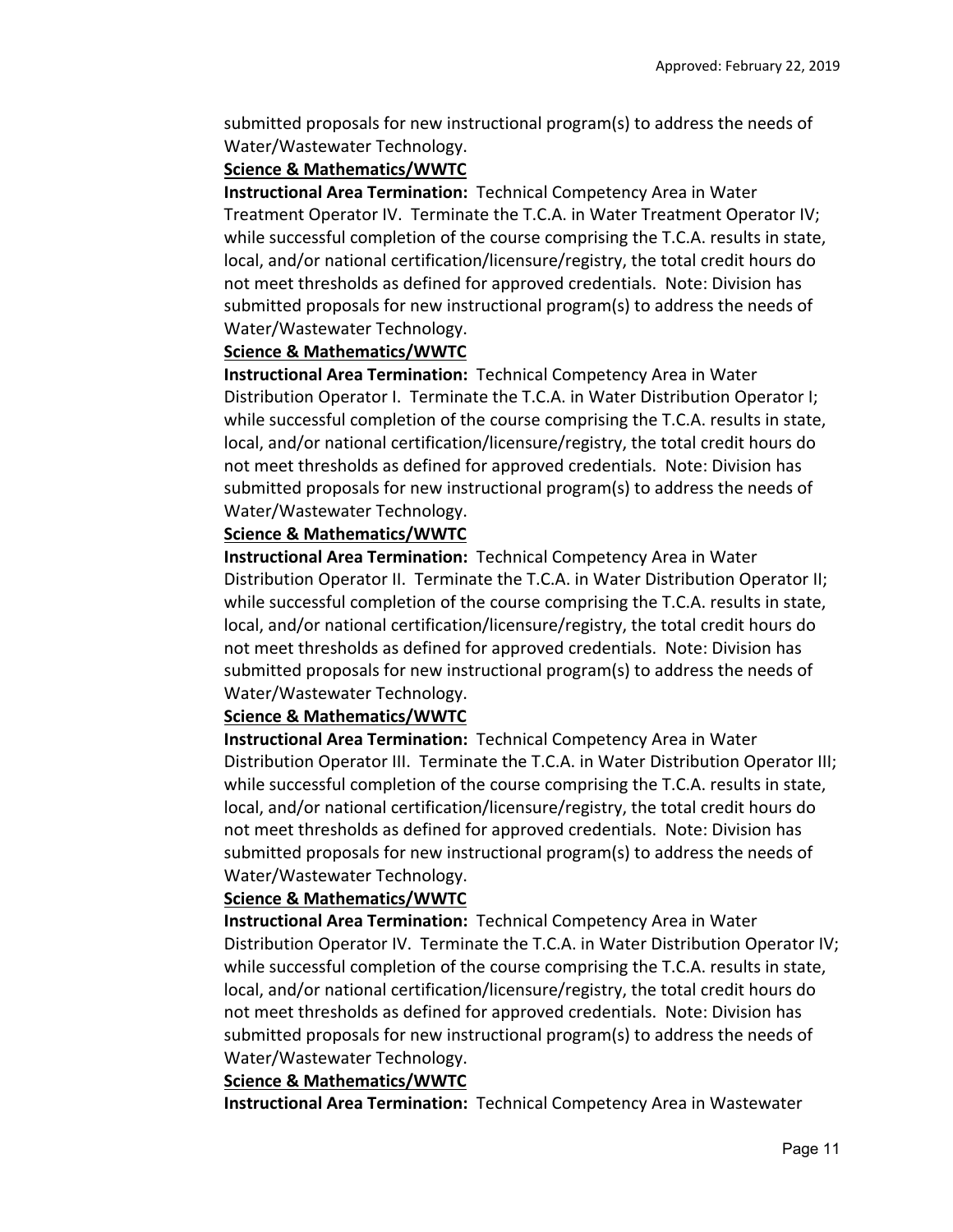submitted proposals for new instructional program(s) to address the needs of Water/Wastewater Technology.

**<u>Science & Mathematics/WWTC</u>**

**Instructional Area Termination:** Technical Competency Area in Water Treatment Operator IV. Terminate the T.C.A. in Water Treatment Operator IV; while successful completion of the course comprising the T.C.A. results in state, local, and/or national certification/licensure/registry, the total credit hours do not meet thresholds as defined for approved credentials. Note: Division has submitted proposals for new instructional program(s) to address the needs of Water/Wastewater Technology.

**<u>Science & Mathematics/WWTC</u>**

**Instructional Area Termination:** Technical Competency Area in Water Distribution Operator I. Terminate the T.C.A. in Water Distribution Operator I; while successful completion of the course comprising the T.C.A. results in state, local, and/or national certification/licensure/registry, the total credit hours do not meet thresholds as defined for approved credentials. Note: Division has submitted proposals for new instructional program(s) to address the needs of Water/Wastewater Technology.

**<u>Science & Mathematics/WWTC</u>**

**Instructional Area Termination:** Technical Competency Area in Water Distribution Operator II. Terminate the T.C.A. in Water Distribution Operator II; while successful completion of the course comprising the T.C.A. results in state, local, and/or national certification/licensure/registry, the total credit hours do not meet thresholds as defined for approved credentials. Note: Division has submitted proposals for new instructional program(s) to address the needs of Water/Wastewater Technology.

**<u>Science & Mathematics/WWTC</u>**

**Instructional Area Termination:** Technical Competency Area in Water Distribution Operator III. Terminate the T.C.A. in Water Distribution Operator III; while successful completion of the course comprising the T.C.A. results in state, local, and/or national certification/licensure/registry, the total credit hours do not meet thresholds as defined for approved credentials. Note: Division has submitted proposals for new instructional program(s) to address the needs of Water/Wastewater Technology.

**<u>Science & Mathematics/WWTC</u>**

**Instructional Area Termination:** Technical Competency Area in Water Distribution Operator IV. Terminate the T.C.A. in Water Distribution Operator IV; while successful completion of the course comprising the T.C.A. results in state, local, and/or national certification/licensure/registry, the total credit hours do not meet thresholds as defined for approved credentials. Note: Division has submitted proposals for new instructional program(s) to address the needs of Water/Wastewater Technology.

**<u>Science & Mathematics/WWTC</u>**

**Instructional Area Termination:** Technical Competency Area in Wastewater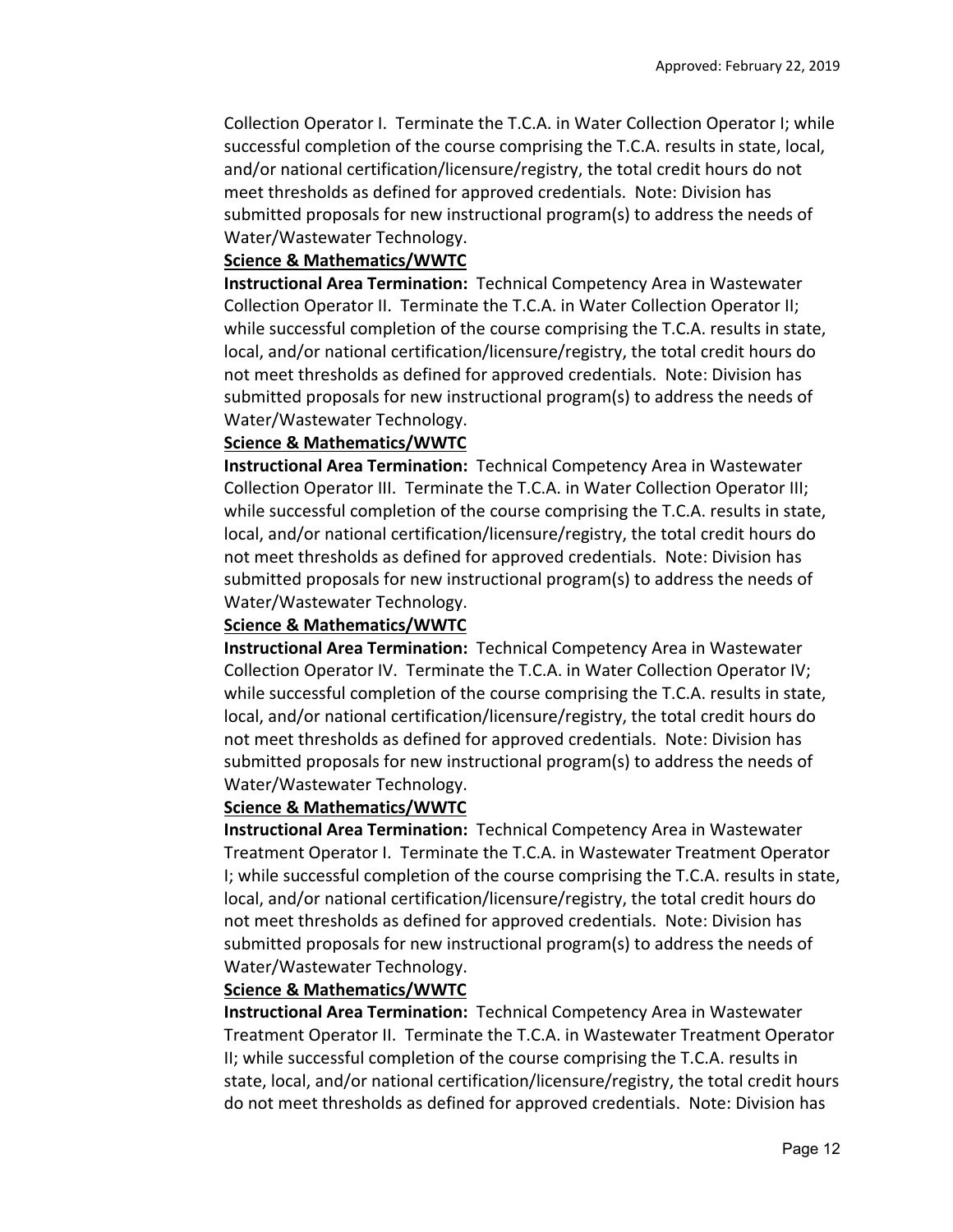Collection Operator I. Terminate the T.C.A. in Water Collection Operator I; while successful completion of the course comprising the T.C.A. results in state, local, and/or national certification/licensure/registry, the total credit hours do not meet thresholds as defined for approved credentials. Note: Division has submitted proposals for new instructional program(s) to address the needs of Water/Wastewater Technology.

**Science & Mathematics/WWTC**

**Instructional Area Termination:** Technical Competency Area in Wastewater Collection Operator II. Terminate the T.C.A. in Water Collection Operator II; while successful completion of the course comprising the T.C.A. results in state, local, and/or national certification/licensure/registry, the total credit hours do not meet thresholds as defined for approved credentials. Note: Division has submitted proposals for new instructional program(s) to address the needs of Water/Wastewater Technology.

**Science & Mathematics/WWTC**

**Instructional Area Termination:** Technical Competency Area in Wastewater Collection Operator III. Terminate the T.C.A. in Water Collection Operator III; while successful completion of the course comprising the T.C.A. results in state, local, and/or national certification/licensure/registry, the total credit hours do not meet thresholds as defined for approved credentials. Note: Division has submitted proposals for new instructional program(s) to address the needs of Water/Wastewater Technology.

**Science & Mathematics/WWTC**

**Instructional Area Termination:** Technical Competency Area in Wastewater Collection Operator IV. Terminate the T.C.A. in Water Collection Operator IV; while successful completion of the course comprising the T.C.A. results in state, local, and/or national certification/licensure/registry, the total credit hours do not meet thresholds as defined for approved credentials. Note: Division has submitted proposals for new instructional program(s) to address the needs of Water/Wastewater Technology.

**Science & Mathematics/WWTC**

**Instructional Area Termination:** Technical Competency Area in Wastewater Treatment Operator I. Terminate the T.C.A. in Wastewater Treatment Operator I; while successful completion of the course comprising the T.C.A. results in state, local, and/or national certification/licensure/registry, the total credit hours do not meet thresholds as defined for approved credentials. Note: Division has submitted proposals for new instructional program(s) to address the needs of Water/Wastewater Technology.

**Science & Mathematics/WWTC**

**Instructional Area Termination:** Technical Competency Area in Wastewater Treatment Operator II. Terminate the T.C.A. in Wastewater Treatment Operator II; while successful completion of the course comprising the T.C.A. results in state, local, and/or national certification/licensure/registry, the total credit hours do not meet thresholds as defined for approved credentials. Note: Division has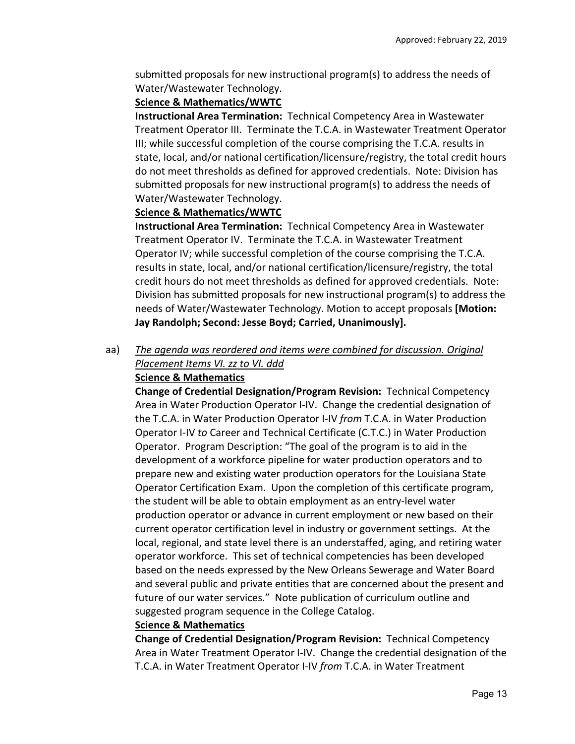submitted proposals for new instructional program(s) to address the needs of Water/Wastewater Technology.

**Science & Mathematics/WWTC**

**Instructional Area Termination:** Technical Competency Area in Wastewater Treatment Operator III. Terminate the T.C.A. in Wastewater Treatment Operator III; while successful completion of the course comprising the T.C.A. results in state, local, and/or national certification/licensure/registry, the total credit hours do not meet thresholds as defined for approved credentials. Note: Division has submitted proposals for new instructional program(s) to address the needs of Water/Wastewater Technology.

**Science & Mathematics/WWTC**

**Instructional Area Termination:** Technical Competency Area in Wastewater Treatment Operator IV. Terminate the T.C.A. in Wastewater Treatment Operator IV; while successful completion of the course comprising the T.C.A. results in state, local, and/or national certification/licensure/registry, the total credit hours do not meet thresholds as defined for approved credentials. Note: Division has submitted proposals for new instructional program(s) to address the needs of Water/Wastewater Technology. Motion to accept proposals **[Motion: Jay Randolph; Second: Jesse Boyd; Carried, Unanimously].**

aa) *The agenda was reordered and items were combined for discussion. Original Placement Items VI. zz to VI. ddd*

**Science & Mathematics**

**Change of Credential Designation/Program Revision:** Technical Competency Area in Water Production Operator I-IV. Change the credential designation of the T.C.A. in Water Production Operator I-IV *from* T.C.A. in Water Production Operator I-IV *to* Career and Technical Certificate (C.T.C.) in Water Production Operator. Program Description: "The goal of the program is to aid in the development of a workforce pipeline for water production operators and to prepare new and existing water production operators for the Louisiana State Operator Certification Exam. Upon the completion of this certificate program, the student will be able to obtain employment as an entry-level water production operator or advance in current employment or new based on their current operator certification level in industry or government settings. At the local, regional, and state level there is an understaffed, aging, and retiring water operator workforce. This set of technical competencies has been developed based on the needs expressed by the New Orleans Sewerage and Water Board and several public and private entities that are concerned about the present and future of our water services." Note publication of curriculum outline and suggested program sequence in the College Catalog.

**Science & Mathematics**

**Change of Credential Designation/Program Revision:** Technical Competency Area in Water Treatment Operator I-IV. Change the credential designation of the T.C.A. in Water Treatment Operator I-IV *from* T.C.A. in Water Treatment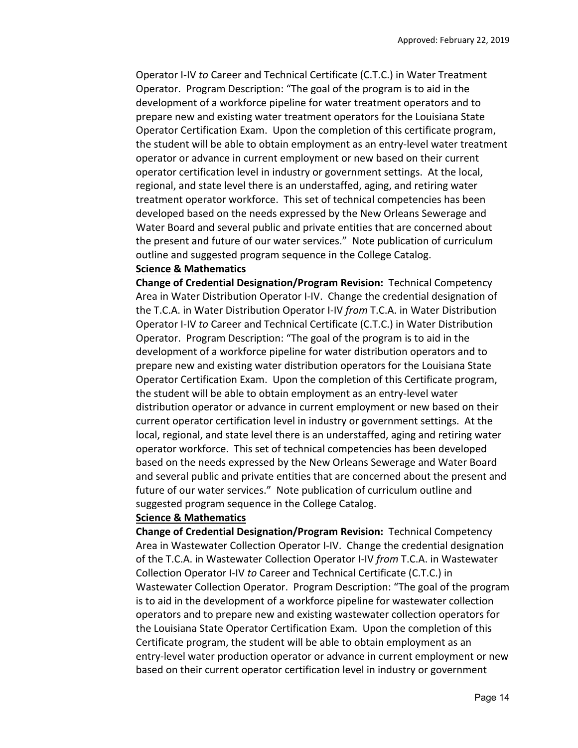Operator I-IV *to* Career and Technical Certificate (C.T.C.) in Water Treatment Operator. Program Description: "The goal of the program is to aid in the development of a workforce pipeline for water treatment operators and to prepare new and existing water treatment operators for the Louisiana State Operator Certification Exam. Upon the completion of this certificate program, the student will be able to obtain employment as an entry-level water treatment operator or advance in current employment or new based on their current operator certification level in industry or government settings. At the local, regional, and state level there is an understaffed, aging, and retiring water treatment operator workforce. This set of technical competencies has been developed based on the needs expressed by the New Orleans Sewerage and Water Board and several public and private entities that are concerned about the present and future of our water services." Note publication of curriculum outline and suggested program sequence in the College Catalog.

<u>**Science & Mathematics**</u>

**Change of Credential Designation/Program Revision:** Technical Competency Area in Water Distribution Operator I-IV. Change the credential designation of the T.C.A. in Water Distribution Operator I-IV *from* T.C.A. in Water Distribution Operator I-IV *to* Career and Technical Certificate (C.T.C.) in Water Distribution Operator. Program Description: "The goal of the program is to aid in the development of a workforce pipeline for water distribution operators and to prepare new and existing water distribution operators for the Louisiana State Operator Certification Exam. Upon the completion of this Certificate program, the student will be able to obtain employment as an entry-level water distribution operator or advance in current employment or new based on their current operator certification level in industry or government settings. At the local, regional, and state level there is an understaffed, aging and retiring water operator workforce. This set of technical competencies has been developed based on the needs expressed by the New Orleans Sewerage and Water Board and several public and private entities that are concerned about the present and future of our water services." Note publication of curriculum outline and suggested program sequence in the College Catalog.

<u>**Science & Mathematics**</u>

**Change of Credential Designation/Program Revision:** Technical Competency Area in Wastewater Collection Operator I-IV. Change the credential designation of the T.C.A. in Wastewater Collection Operator I-IV *from* T.C.A. in Wastewater Collection Operator I-IV *to* Career and Technical Certificate (C.T.C.) in Wastewater Collection Operator. Program Description: "The goal of the program is to aid in the development of a workforce pipeline for wastewater collection operators and to prepare new and existing wastewater collection operators for the Louisiana State Operator Certification Exam. Upon the completion of this Certificate program, the student will be able to obtain employment as an entry-level water production operator or advance in current employment or new based on their current operator certification level in industry or government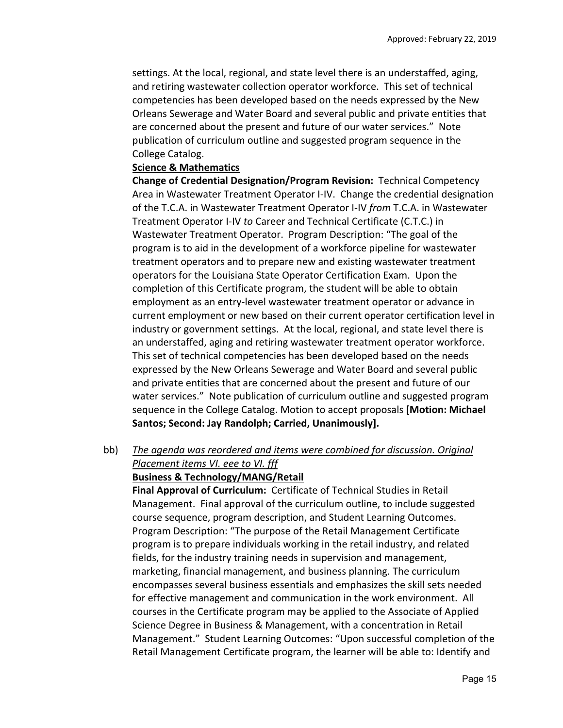settings. At the local, regional, and state level there is an understaffed, aging, and retiring wastewater collection operator workforce. This set of technical competencies has been developed based on the needs expressed by the New Orleans Sewerage and Water Board and several public and private entities that are concerned about the present and future of our water services." Note publication of curriculum outline and suggested program sequence in the College Catalog.

**Science & Mathematics**

**Change of Credential Designation/Program Revision:** Technical Competency Area in Wastewater Treatment Operator I-IV. Change the credential designation of the T.C.A. in Wastewater Treatment Operator I-IV *from* T.C.A. in Wastewater Treatment Operator I-IV *to* Career and Technical Certificate (C.T.C.) in Wastewater Treatment Operator. Program Description: "The goal of the program is to aid in the development of a workforce pipeline for wastewater treatment operators and to prepare new and existing wastewater treatment operators for the Louisiana State Operator Certification Exam. Upon the completion of this Certificate program, the student will be able to obtain employment as an entry-level wastewater treatment operator or advance in current employment or new based on their current operator certification level in industry or government settings. At the local, regional, and state level there is an understaffed, aging and retiring wastewater treatment operator workforce. This set of technical competencies has been developed based on the needs expressed by the New Orleans Sewerage and Water Board and several public and private entities that are concerned about the present and future of our water services." Note publication of curriculum outline and suggested program sequence in the College Catalog. Motion to accept proposals **[Motion: Michael Santos; Second: Jay Randolph; Carried, Unanimously].**

bb) *The agenda was reordered and items were combined for discussion. Original Placement items VI. eee to VI. fff*

**Business & Technology/MANG/Retail**

**Final Approval of Curriculum:** Certificate of Technical Studies in Retail Management. Final approval of the curriculum outline, to include suggested course sequence, program description, and Student Learning Outcomes. Program Description: "The purpose of the Retail Management Certificate program is to prepare individuals working in the retail industry, and related fields, for the industry training needs in supervision and management, marketing, financial management, and business planning. The curriculum encompasses several business essentials and emphasizes the skill sets needed for effective management and communication in the work environment. All courses in the Certificate program may be applied to the Associate of Applied Science Degree in Business & Management, with a concentration in Retail Management." Student Learning Outcomes: "Upon successful completion of the Retail Management Certificate program, the learner will be able to: Identify and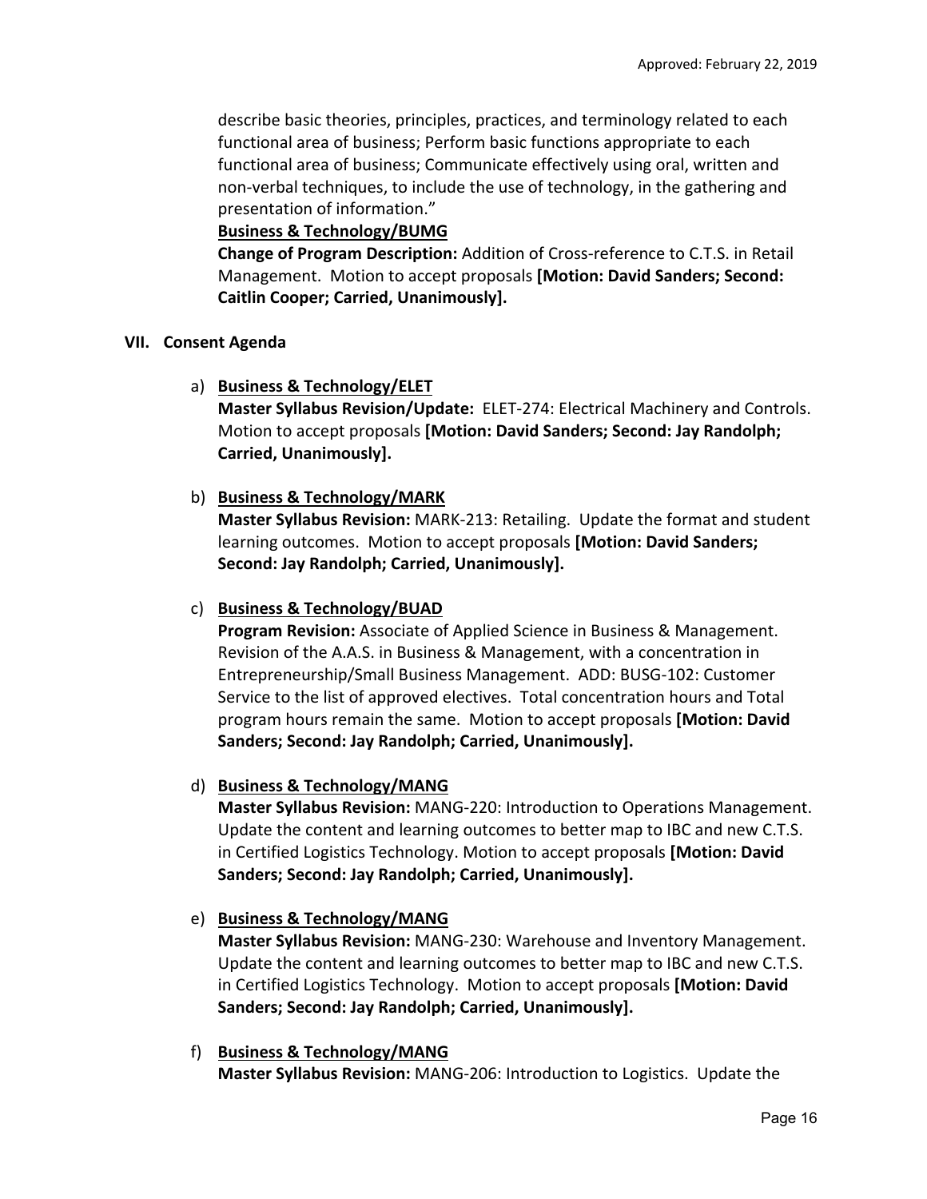describe basic theories, principles, practices, and terminology related to each functional area of business; Perform basic functions appropriate to each functional area of business; Communicate effectively using oral, written and non-verbal techniques, to include the use of technology, in the gathering and presentation of information."

**Business & Technology/BUMG**

**Change of Program Description:** Addition of Cross-reference to C.T.S. in Retail Management. Motion to accept proposals **[Motion: David Sanders; Second: Caitlin Cooper; Carried, Unanimously].**

## VII. Consent Agenda

a) **Business & Technology/ELET**

**Master Syllabus Revision/Update:** ELET-274: Electrical Machinery and Controls. Motion to accept proposals **[Motion: David Sanders; Second: Jay Randolph; Carried, Unanimously].**

b) **Business & Technology/MARK**

**Master Syllabus Revision:** MARK-213: Retailing. Update the format and student learning outcomes. Motion to accept proposals **[Motion: David Sanders; Second: Jay Randolph; Carried, Unanimously].**

c) **Business & Technology/BUAD**

**Program Revision:** Associate of Applied Science in Business & Management. Revision of the A.A.S. in Business & Management, with a concentration in Entrepreneurship/Small Business Management. ADD: BUSG-102: Customer Service to the list of approved electives. Total concentration hours and Total program hours remain the same. Motion to accept proposals **[Motion: David Sanders; Second: Jay Randolph; Carried, Unanimously].**

d) **Business & Technology/MANG**

**Master Syllabus Revision:** MANG-220: Introduction to Operations Management. Update the content and learning outcomes to better map to IBC and new C.T.S. in Certified Logistics Technology. Motion to accept proposals **[Motion: David Sanders; Second: Jay Randolph; Carried, Unanimously].**

e) **Business & Technology/MANG**

**Master Syllabus Revision:** MANG-230: Warehouse and Inventory Management. Update the content and learning outcomes to better map to IBC and new C.T.S. in Certified Logistics Technology. Motion to accept proposals **[Motion: David Sanders; Second: Jay Randolph; Carried, Unanimously].**

f) **Business & Technology/MANG**

**Master Syllabus Revision:** MANG-206: Introduction to Logistics. Update the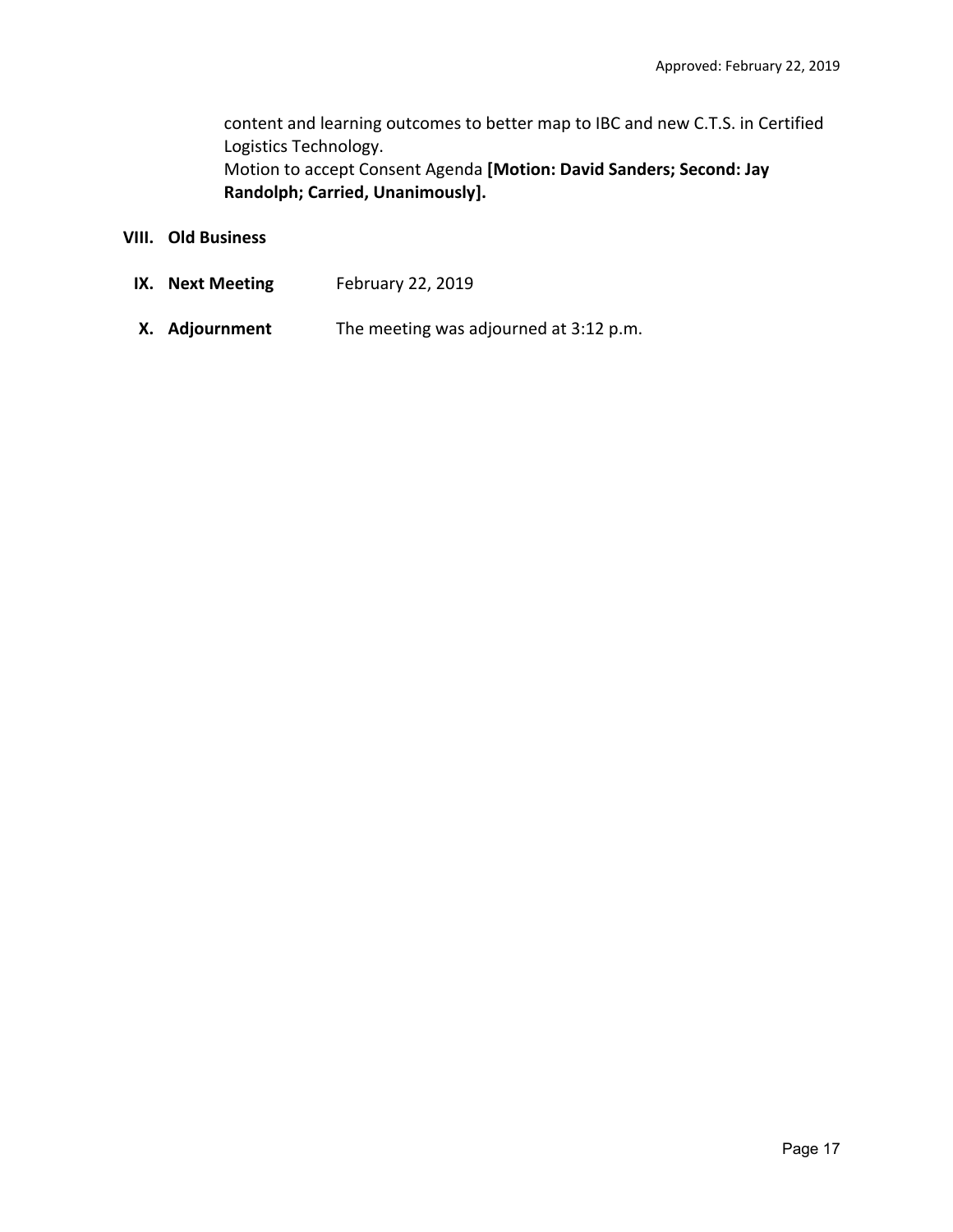content and learning outcomes to better map to IBC and new C.T.S. in Certified Logistics Technology.
Motion to accept Consent Agenda **[Motion: David Sanders; Second: Jay Randolph; Carried, Unanimously].**

**VIII. Old Business**

**IX. Next Meeting** February 22, 2019

**X. Adjournment** The meeting was adjourned at 3:12 p.m.